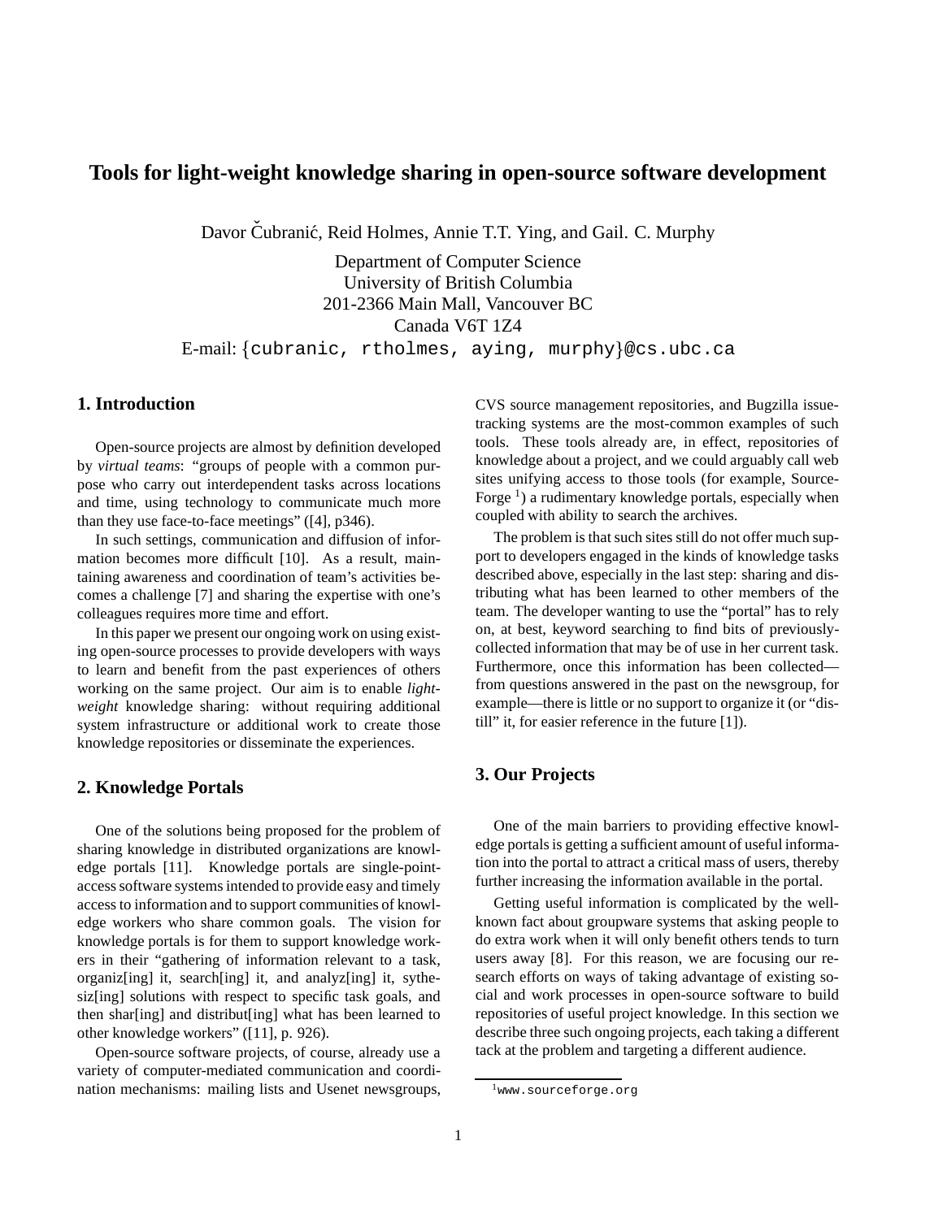# Tools for light-weight knowledge sharing in open-source software development

Davor Čubranić, Reid Holmes, Annie T.T. Ying, and Gail. C. Murphy

Department of Computer Science
University of British Columbia
201-2366 Main Mall, Vancouver BC
Canada V6T 1Z4
E-mail: {cubranic, rtholmes, aying, murphy}@cs.ubc.ca

## 1. Introduction

Open-source projects are almost by definition developed by *virtual teams*: "groups of people with a common purpose who carry out interdependent tasks across locations and time, using technology to communicate much more than they use face-to-face meetings" ([4], p346).

In such settings, communication and diffusion of information becomes more difficult [10]. As a result, maintaining awareness and coordination of team's activities becomes a challenge [7] and sharing the expertise with one's colleagues requires more time and effort.

In this paper we present our ongoing work on using existing open-source processes to provide developers with ways to learn and benefit from the past experiences of others working on the same project. Our aim is to enable *light-weight* knowledge sharing: without requiring additional system infrastructure or additional work to create those knowledge repositories or disseminate the experiences.

## 2. Knowledge Portals

One of the solutions being proposed for the problem of sharing knowledge in distributed organizations are knowledge portals [11]. Knowledge portals are single-point-access software systems intended to provide easy and timely access to information and to support communities of knowledge workers who share common goals. The vision for knowledge portals is for them to support knowledge workers in their "gathering of information relevant to a task, organiz[ing] it, search[ing] it, and analyz[ing] it, sythesiz[ing] solutions with respect to specific task goals, and then shar[ing] and distribut[ing] what has been learned to other knowledge workers" ([11], p. 926).

Open-source software projects, of course, already use a variety of computer-mediated communication and coordination mechanisms: mailing lists and Usenet newsgroups, CVS source management repositories, and Bugzilla issue-tracking systems are the most-common examples of such tools. These tools already are, in effect, repositories of knowledge about a project, and we could arguably call web sites unifying access to those tools (for example, SourceForge [1]) a rudimentary knowledge portals, especially when coupled with ability to search the archives.

The problem is that such sites still do not offer much support to developers engaged in the kinds of knowledge tasks described above, especially in the last step: sharing and distributing what has been learned to other members of the team. The developer wanting to use the "portal" has to rely on, at best, keyword searching to find bits of previously-collected information that may be of use in her current task. Furthermore, once this information has been collected—from questions answered in the past on the newsgroup, for example—there is little or no support to organize it (or "distill" it, for easier reference in the future [1]).

## 3. Our Projects

One of the main barriers to providing effective knowledge portals is getting a sufficient amount of useful information into the portal to attract a critical mass of users, thereby further increasing the information available in the portal.

Getting useful information is complicated by the well-known fact about groupware systems that asking people to do extra work when it will only benefit others tends to turn users away [8]. For this reason, we are focusing our research efforts on ways of taking advantage of existing social and work processes in open-source software to build repositories of useful project knowledge. In this section we describe three such ongoing projects, each taking a different tack at the problem and targeting a different audience.

[1] www.sourceforge.org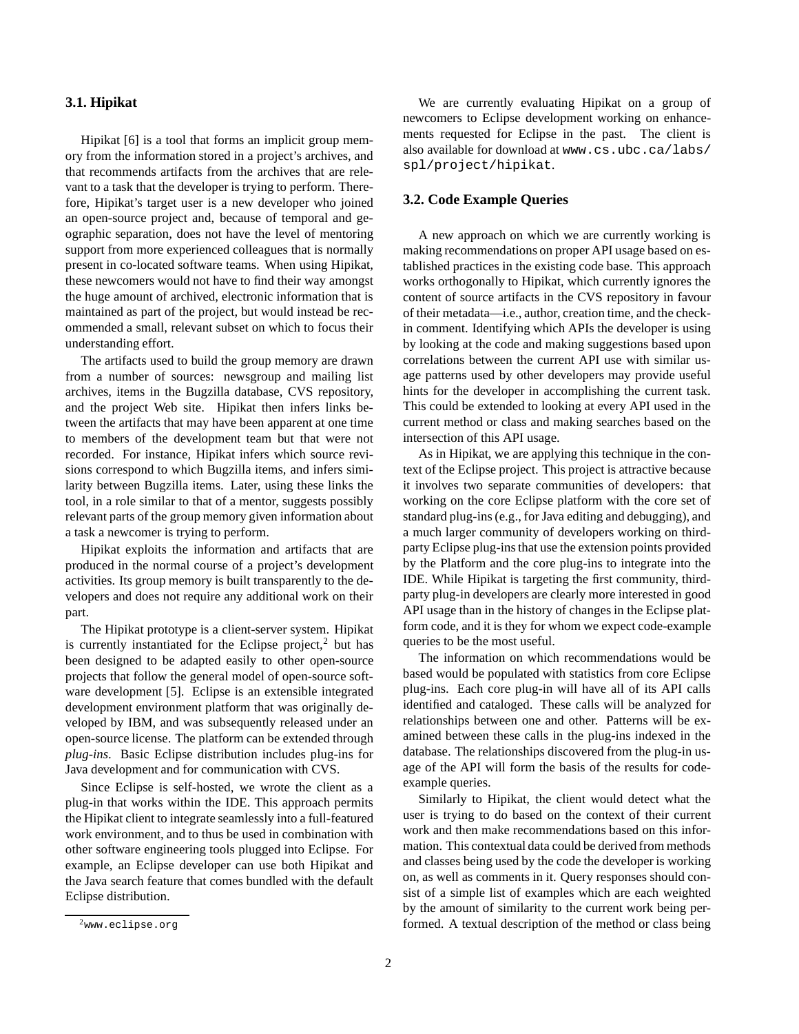### 3.1. Hipikat

Hipikat [6] is a tool that forms an implicit group memory from the information stored in a project's archives, and that recommends artifacts from the archives that are relevant to a task that the developer is trying to perform. Therefore, Hipikat's target user is a new developer who joined an open-source project and, because of temporal and geographic separation, does not have the level of mentoring support from more experienced colleagues that is normally present in co-located software teams. When using Hipikat, these newcomers would not have to find their way amongst the huge amount of archived, electronic information that is maintained as part of the project, but would instead be recommended a small, relevant subset on which to focus their understanding effort.

The artifacts used to build the group memory are drawn from a number of sources: newsgroup and mailing list archives, items in the Bugzilla database, CVS repository, and the project Web site. Hipikat then infers links between the artifacts that may have been apparent at one time to members of the development team but that were not recorded. For instance, Hipikat infers which source revisions correspond to which Bugzilla items, and infers similarity between Bugzilla items. Later, using these links the tool, in a role similar to that of a mentor, suggests possibly relevant parts of the group memory given information about a task a newcomer is trying to perform.

Hipikat exploits the information and artifacts that are produced in the normal course of a project's development activities. Its group memory is built transparently to the developers and does not require any additional work on their part.

The Hipikat prototype is a client-server system. Hipikat is currently instantiated for the Eclipse project,[2] but has been designed to be adapted easily to other open-source projects that follow the general model of open-source software development [5]. Eclipse is an extensible integrated development environment platform that was originally developed by IBM, and was subsequently released under an open-source license. The platform can be extended through *plug-ins*. Basic Eclipse distribution includes plug-ins for Java development and for communication with CVS.

Since Eclipse is self-hosted, we wrote the client as a plug-in that works within the IDE. This approach permits the Hipikat client to integrate seamlessly into a full-featured work environment, and to thus be used in combination with other software engineering tools plugged into Eclipse. For example, an Eclipse developer can use both Hipikat and the Java search feature that comes bundled with the default Eclipse distribution.

[2] `www.eclipse.org`

We are currently evaluating Hipikat on a group of newcomers to Eclipse development working on enhancements requested for Eclipse in the past. The client is also available for download at `www.cs.ubc.ca/labs/spl/project/hipikat`.

### 3.2. Code Example Queries

A new approach on which we are currently working is making recommendations on proper API usage based on established practices in the existing code base. This approach works orthogonally to Hipikat, which currently ignores the content of source artifacts in the CVS repository in favour of their metadata—i.e., author, creation time, and the check-in comment. Identifying which APIs the developer is using by looking at the code and making suggestions based upon correlations between the current API use with similar usage patterns used by other developers may provide useful hints for the developer in accomplishing the current task. This could be extended to looking at every API used in the current method or class and making searches based on the intersection of this API usage.

As in Hipikat, we are applying this technique in the context of the Eclipse project. This project is attractive because it involves two separate communities of developers: that working on the core Eclipse platform with the core set of standard plug-ins (e.g., for Java editing and debugging), and a much larger community of developers working on third-party Eclipse plug-ins that use the extension points provided by the Platform and the core plug-ins to integrate into the IDE. While Hipikat is targeting the first community, third-party plug-in developers are clearly more interested in good API usage than in the history of changes in the Eclipse platform code, and it is they for whom we expect code-example queries to be the most useful.

The information on which recommendations would be based would be populated with statistics from core Eclipse plug-ins. Each core plug-in will have all of its API calls identified and cataloged. These calls will be analyzed for relationships between one and other. Patterns will be examined between these calls in the plug-ins indexed in the database. The relationships discovered from the plug-in usage of the API will form the basis of the results for code-example queries.

Similarly to Hipikat, the client would detect what the user is trying to do based on the context of their current work and then make recommendations based on this information. This contextual data could be derived from methods and classes being used by the code the developer is working on, as well as comments in it. Query responses should consist of a simple list of examples which are each weighted by the amount of similarity to the current work being performed. A textual description of the method or class being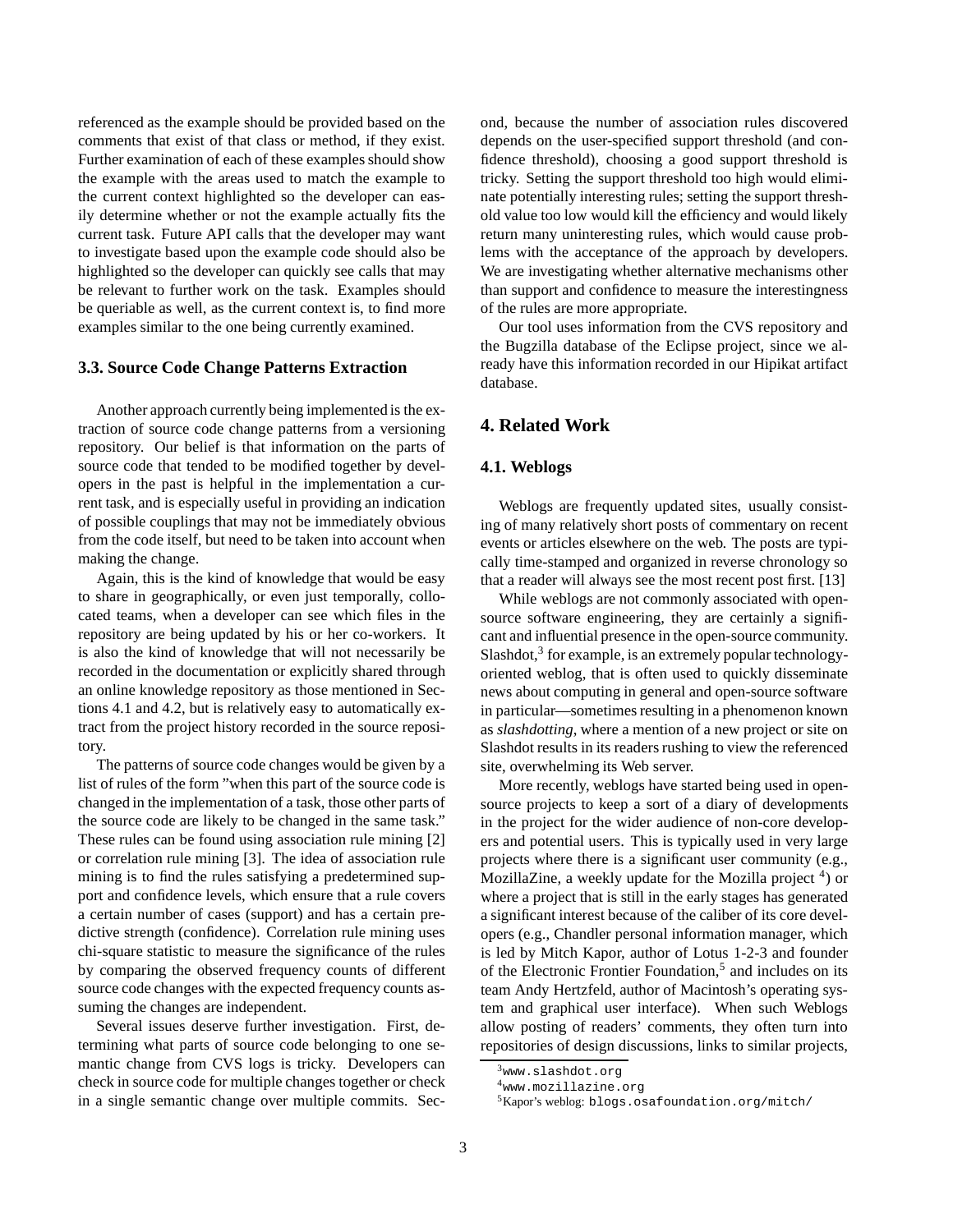referenced as the example should be provided based on the comments that exist of that class or method, if they exist. Further examination of each of these examples should show the example with the areas used to match the example to the current context highlighted so the developer can easily determine whether or not the example actually fits the current task. Future API calls that the developer may want to investigate based upon the example code should also be highlighted so the developer can quickly see calls that may be relevant to further work on the task. Examples should be queriable as well, as the current context is, to find more examples similar to the one being currently examined.

### 3.3. Source Code Change Patterns Extraction

Another approach currently being implemented is the extraction of source code change patterns from a versioning repository. Our belief is that information on the parts of source code that tended to be modified together by developers in the past is helpful in the implementation a current task, and is especially useful in providing an indication of possible couplings that may not be immediately obvious from the code itself, but need to be taken into account when making the change.

Again, this is the kind of knowledge that would be easy to share in geographically, or even just temporally, collocated teams, when a developer can see which files in the repository are being updated by his or her co-workers. It is also the kind of knowledge that will not necessarily be recorded in the documentation or explicitly shared through an online knowledge repository as those mentioned in Sections 4.1 and 4.2, but is relatively easy to automatically extract from the project history recorded in the source repository.

The patterns of source code changes would be given by a list of rules of the form "when this part of the source code is changed in the implementation of a task, those other parts of the source code are likely to be changed in the same task." These rules can be found using association rule mining [2] or correlation rule mining [3]. The idea of association rule mining is to find the rules satisfying a predetermined support and confidence levels, which ensure that a rule covers a certain number of cases (support) and has a certain predictive strength (confidence). Correlation rule mining uses chi-square statistic to measure the significance of the rules by comparing the observed frequency counts of different source code changes with the expected frequency counts assuming the changes are independent.

Several issues deserve further investigation. First, determining what parts of source code belonging to one semantic change from CVS logs is tricky. Developers can check in source code for multiple changes together or check in a single semantic change over multiple commits. Second, because the number of association rules discovered depends on the user-specified support threshold (and confidence threshold), choosing a good support threshold is tricky. Setting the support threshold too high would eliminate potentially interesting rules; setting the support threshold value too low would kill the efficiency and would likely return many uninteresting rules, which would cause problems with the acceptance of the approach by developers. We are investigating whether alternative mechanisms other than support and confidence to measure the interestingness of the rules are more appropriate.

Our tool uses information from the CVS repository and the Bugzilla database of the Eclipse project, since we already have this information recorded in our Hipikat artifact database.

## 4. Related Work

### 4.1. Weblogs

Weblogs are frequently updated sites, usually consisting of many relatively short posts of commentary on recent events or articles elsewhere on the web. The posts are typically time-stamped and organized in reverse chronology so that a reader will always see the most recent post first. [13]

While weblogs are not commonly associated with open-source software engineering, they are certainly a significant and influential presence in the open-source community. Slashdot,[3] for example, is an extremely popular technology-oriented weblog, that is often used to quickly disseminate news about computing in general and open-source software in particular—sometimes resulting in a phenomenon known as *slashdotting*, where a mention of a new project or site on Slashdot results in its readers rushing to view the referenced site, overwhelming its Web server.

More recently, weblogs have started being used in open-source projects to keep a sort of a diary of developments in the project for the wider audience of non-core developers and potential users. This is typically used in very large projects where there is a significant user community (e.g., MozillaZine, a weekly update for the Mozilla project [4]) or where a project that is still in the early stages has generated a significant interest because of the caliber of its core developers (e.g., Chandler personal information manager, which is led by Mitch Kapor, author of Lotus 1-2-3 and founder of the Electronic Frontier Foundation,[5] and includes on its team Andy Hertzfeld, author of Macintosh's operating system and graphical user interface). When such Weblogs allow posting of readers' comments, they often turn into repositories of design discussions, links to similar projects,

[3] www.slashdot.org

[4] www.mozillazine.org

[5] Kapor's weblog: blogs.osafoundation.org/mitch/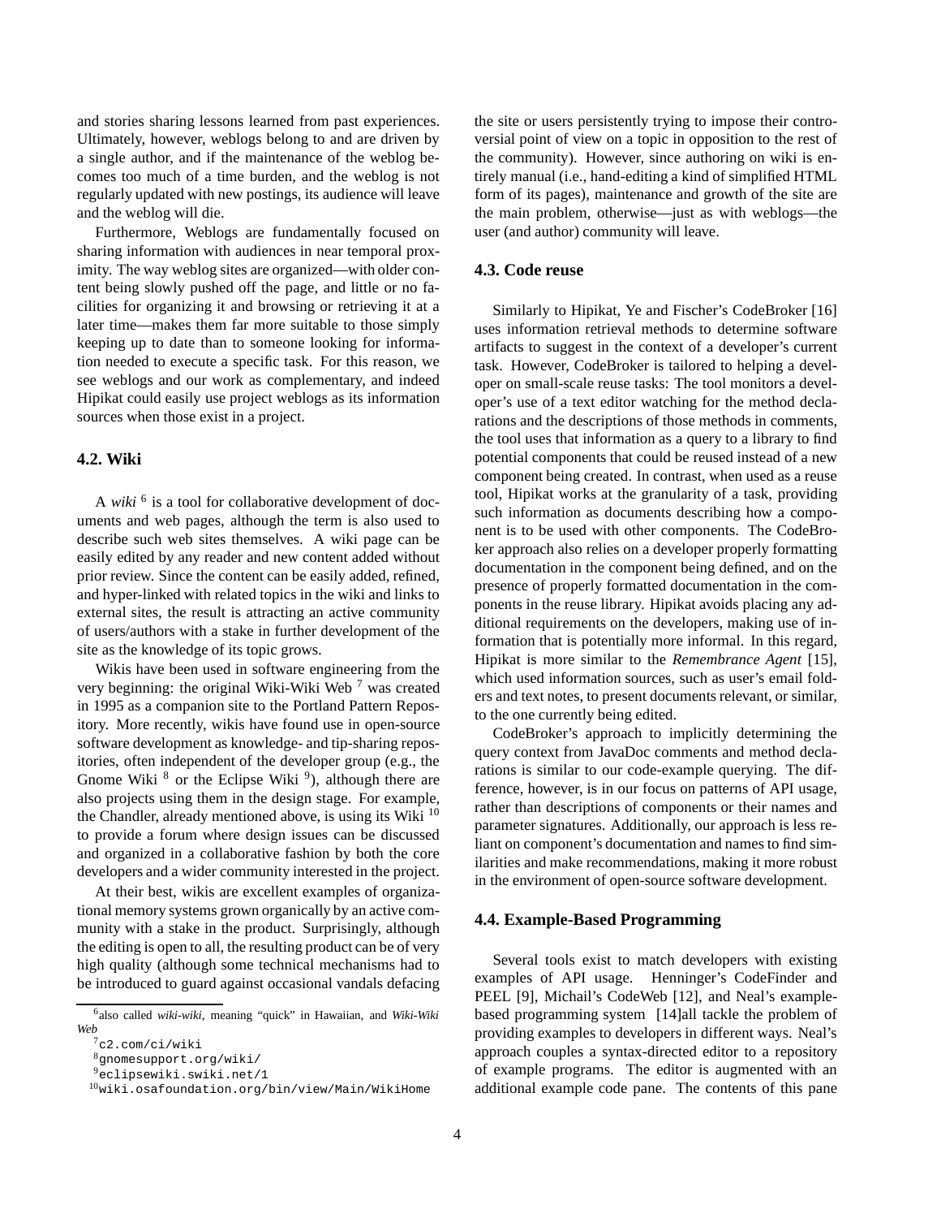and stories sharing lessons learned from past experiences. Ultimately, however, weblogs belong to and are driven by a single author, and if the maintenance of the weblog becomes too much of a time burden, and the weblog is not regularly updated with new postings, its audience will leave and the weblog will die.

Furthermore, Weblogs are fundamentally focused on sharing information with audiences in near temporal proximity. The way weblog sites are organized—with older content being slowly pushed off the page, and little or no facilities for organizing it and browsing or retrieving it at a later time—makes them far more suitable to those simply keeping up to date than to someone looking for information needed to execute a specific task. For this reason, we see weblogs and our work as complementary, and indeed Hipikat could easily use project weblogs as its information sources when those exist in a project.

### 4.2. Wiki

A *wiki* [6] is a tool for collaborative development of documents and web pages, although the term is also used to describe such web sites themselves. A wiki page can be easily edited by any reader and new content added without prior review. Since the content can be easily added, refined, and hyper-linked with related topics in the wiki and links to external sites, the result is attracting an active community of users/authors with a stake in further development of the site as the knowledge of its topic grows.

Wikis have been used in software engineering from the very beginning: the original Wiki-Wiki Web [7] was created in 1995 as a companion site to the Portland Pattern Repository. More recently, wikis have found use in open-source software development as knowledge- and tip-sharing repositories, often independent of the developer group (e.g., the Gnome Wiki [8] or the Eclipse Wiki [9]), although there are also projects using them in the design stage. For example, the Chandler, already mentioned above, is using its Wiki [10] to provide a forum where design issues can be discussed and organized in a collaborative fashion by both the core developers and a wider community interested in the project.

At their best, wikis are excellent examples of organizational memory systems grown organically by an active community with a stake in the product. Surprisingly, although the editing is open to all, the resulting product can be of very high quality (although some technical mechanisms had to be introduced to guard against occasional vandals defacing the site or users persistently trying to impose their controversial point of view on a topic in opposition to the rest of the community). However, since authoring on wiki is entirely manual (i.e., hand-editing a kind of simplified HTML form of its pages), maintenance and growth of the site are the main problem, otherwise—just as with weblogs—the user (and author) community will leave.

### 4.3. Code reuse

Similarly to Hipikat, Ye and Fischer's CodeBroker [16] uses information retrieval methods to determine software artifacts to suggest in the context of a developer's current task. However, CodeBroker is tailored to helping a developer on small-scale reuse tasks: The tool monitors a developer's use of a text editor watching for the method declarations and the descriptions of those methods in comments, the tool uses that information as a query to a library to find potential components that could be reused instead of a new component being created. In contrast, when used as a reuse tool, Hipikat works at the granularity of a task, providing such information as documents describing how a component is to be used with other components. The CodeBroker approach also relies on a developer properly formatting documentation in the component being defined, and on the presence of properly formatted documentation in the components in the reuse library. Hipikat avoids placing any additional requirements on the developers, making use of information that is potentially more informal. In this regard, Hipikat is more similar to the *Remembrance Agent* [15], which used information sources, such as user's email folders and text notes, to present documents relevant, or similar, to the one currently being edited.

CodeBroker's approach to implicitly determining the query context from JavaDoc comments and method declarations is similar to our code-example querying. The difference, however, is in our focus on patterns of API usage, rather than descriptions of components or their names and parameter signatures. Additionally, our approach is less reliant on component's documentation and names to find similarities and make recommendations, making it more robust in the environment of open-source software development.

### 4.4. Example-Based Programming

Several tools exist to match developers with existing examples of API usage. Henninger's CodeFinder and PEEL [9], Michail's CodeWeb [12], and Neal's example-based programming system [14]all tackle the problem of providing examples to developers in different ways. Neal's approach couples a syntax-directed editor to a repository of example programs. The editor is augmented with an additional example code pane. The contents of this pane

---

[6] also called *wiki-wiki*, meaning "quick" in Hawaiian, and *Wiki-Wiki Web*

[7] `c2.com/ci/wiki`

[8] `gnomesupport.org/wiki/`

[9] `eclipsewiki.swiki.net/1`

[10] `wiki.osafoundation.org/bin/view/Main/WikiHome`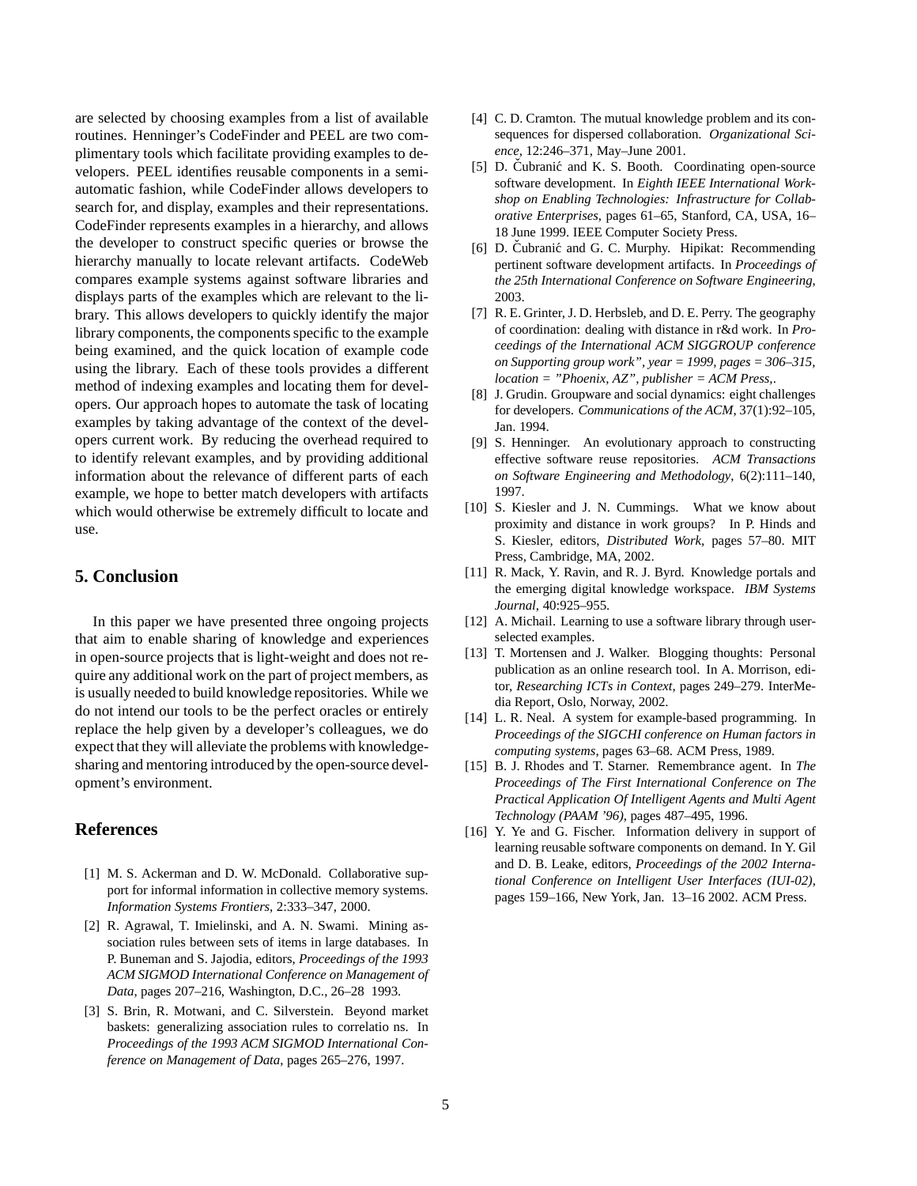are selected by choosing examples from a list of available routines. Henninger's CodeFinder and PEEL are two complimentary tools which facilitate providing examples to developers. PEEL identifies reusable components in a semi-automatic fashion, while CodeFinder allows developers to search for, and display, examples and their representations. CodeFinder represents examples in a hierarchy, and allows the developer to construct specific queries or browse the hierarchy manually to locate relevant artifacts. CodeWeb compares example systems against software libraries and displays parts of the examples which are relevant to the library. This allows developers to quickly identify the major library components, the components specific to the example being examined, and the quick location of example code using the library. Each of these tools provides a different method of indexing examples and locating them for developers. Our approach hopes to automate the task of locating examples by taking advantage of the context of the developers current work. By reducing the overhead required to to identify relevant examples, and by providing additional information about the relevance of different parts of each example, we hope to better match developers with artifacts which would otherwise be extremely difficult to locate and use.

## 5. Conclusion

In this paper we have presented three ongoing projects that aim to enable sharing of knowledge and experiences in open-source projects that is light-weight and does not require any additional work on the part of project members, as is usually needed to build knowledge repositories. While we do not intend our tools to be the perfect oracles or entirely replace the help given by a developer's colleagues, we do expect that they will alleviate the problems with knowledge-sharing and mentoring introduced by the open-source development's environment.

## References

[1] M. S. Ackerman and D. W. McDonald. Collaborative support for informal information in collective memory systems. *Information Systems Frontiers*, 2:333–347, 2000.

[2] R. Agrawal, T. Imielinski, and A. N. Swami. Mining association rules between sets of items in large databases. In P. Buneman and S. Jajodia, editors, *Proceedings of the 1993 ACM SIGMOD International Conference on Management of Data*, pages 207–216, Washington, D.C., 26–28 1993.

[3] S. Brin, R. Motwani, and C. Silverstein. Beyond market baskets: generalizing association rules to correlatio ns. In *Proceedings of the 1993 ACM SIGMOD International Conference on Management of Data*, pages 265–276, 1997.

[4] C. D. Cramton. The mutual knowledge problem and its consequences for dispersed collaboration. *Organizational Science*, 12:246–371, May–June 2001.

[5] D. Čubranić and K. S. Booth. Coordinating open-source software development. In *Eighth IEEE International Workshop on Enabling Technologies: Infrastructure for Collaborative Enterprises*, pages 61–65, Stanford, CA, USA, 16–18 June 1999. IEEE Computer Society Press.

[6] D. Čubranić and G. C. Murphy. Hipikat: Recommending pertinent software development artifacts. In *Proceedings of the 25th International Conference on Software Engineering*, 2003.

[7] R. E. Grinter, J. D. Herbsleb, and D. E. Perry. The geography of coordination: dealing with distance in r&d work. In *Proceedings of the International ACM SIGGROUP conference on Supporting group work", year = 1999, pages = 306–315, location = "Phoenix, AZ", publisher = ACM Press,*.

[8] J. Grudin. Groupware and social dynamics: eight challenges for developers. *Communications of the ACM*, 37(1):92–105, Jan. 1994.

[9] S. Henninger. An evolutionary approach to constructing effective software reuse repositories. *ACM Transactions on Software Engineering and Methodology*, 6(2):111–140, 1997.

[10] S. Kiesler and J. N. Cummings. What we know about proximity and distance in work groups? In P. Hinds and S. Kiesler, editors, *Distributed Work*, pages 57–80. MIT Press, Cambridge, MA, 2002.

[11] R. Mack, Y. Ravin, and R. J. Byrd. Knowledge portals and the emerging digital knowledge workspace. *IBM Systems Journal*, 40:925–955.

[12] A. Michail. Learning to use a software library through user-selected examples.

[13] T. Mortensen and J. Walker. Blogging thoughts: Personal publication as an online research tool. In A. Morrison, editor, *Researching ICTs in Context*, pages 249–279. InterMedia Report, Oslo, Norway, 2002.

[14] L. R. Neal. A system for example-based programming. In *Proceedings of the SIGCHI conference on Human factors in computing systems*, pages 63–68. ACM Press, 1989.

[15] B. J. Rhodes and T. Starner. Remembrance agent. In *The Proceedings of The First International Conference on The Practical Application Of Intelligent Agents and Multi Agent Technology (PAAM '96)*, pages 487–495, 1996.

[16] Y. Ye and G. Fischer. Information delivery in support of learning reusable software components on demand. In Y. Gil and D. B. Leake, editors, *Proceedings of the 2002 International Conference on Intelligent User Interfaces (IUI-02)*, pages 159–166, New York, Jan. 13–16 2002. ACM Press.